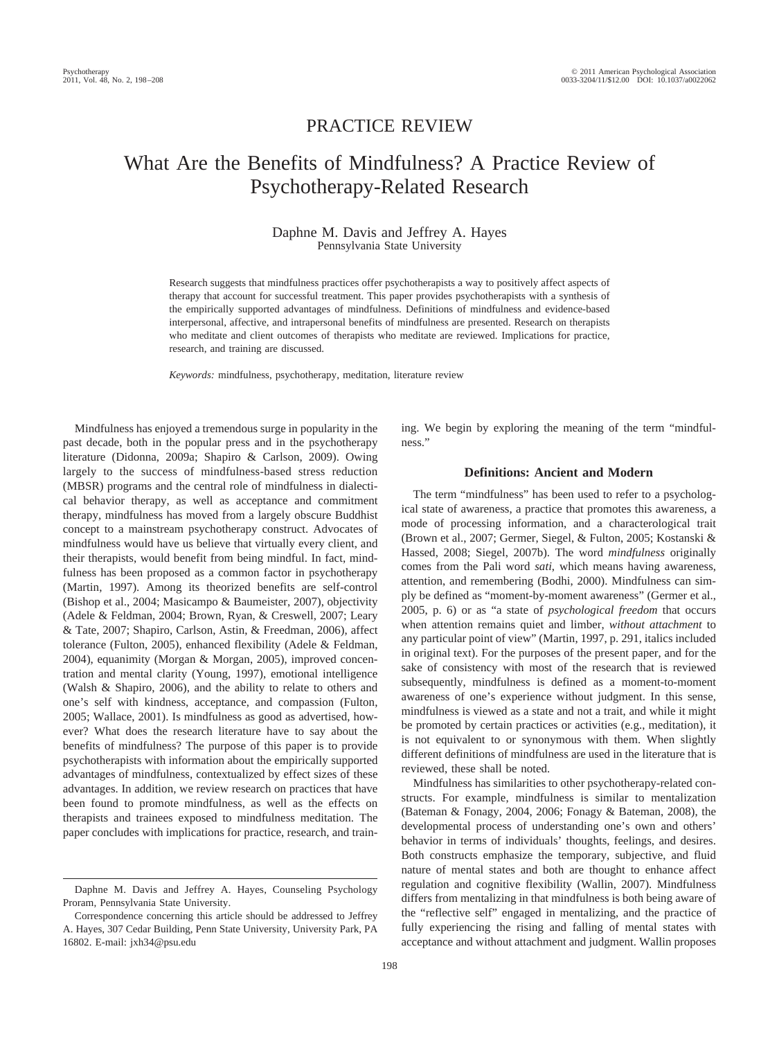PRACTICE REVIEW

# What Are the Benefits of Mindfulness? A Practice Review of Psychotherapy-Related Research

Daphne M. Davis and Jeffrey A. Hayes
Pennsylvania State University

Research suggests that mindfulness practices offer psychotherapists a way to positively affect aspects of therapy that account for successful treatment. This paper provides psychotherapists with a synthesis of the empirically supported advantages of mindfulness. Definitions of mindfulness and evidence-based interpersonal, affective, and intrapersonal benefits of mindfulness are presented. Research on therapists who meditate and client outcomes of therapists who meditate are reviewed. Implications for practice, research, and training are discussed.

*Keywords:* mindfulness, psychotherapy, meditation, literature review

Mindfulness has enjoyed a tremendous surge in popularity in the past decade, both in the popular press and in the psychotherapy literature (Didonna, 2009a; Shapiro & Carlson, 2009). Owing largely to the success of mindfulness-based stress reduction (MBSR) programs and the central role of mindfulness in dialectical behavior therapy, as well as acceptance and commitment therapy, mindfulness has moved from a largely obscure Buddhist concept to a mainstream psychotherapy construct. Advocates of mindfulness would have us believe that virtually every client, and their therapists, would benefit from being mindful. In fact, mindfulness has been proposed as a common factor in psychotherapy (Martin, 1997). Among its theorized benefits are self-control (Bishop et al., 2004; Masicampo & Baumeister, 2007), objectivity (Adele & Feldman, 2004; Brown, Ryan, & Creswell, 2007; Leary & Tate, 2007; Shapiro, Carlson, Astin, & Freedman, 2006), affect tolerance (Fulton, 2005), enhanced flexibility (Adele & Feldman, 2004), equanimity (Morgan & Morgan, 2005), improved concentration and mental clarity (Young, 1997), emotional intelligence (Walsh & Shapiro, 2006), and the ability to relate to others and one's self with kindness, acceptance, and compassion (Fulton, 2005; Wallace, 2001). Is mindfulness as good as advertised, however? What does the research literature have to say about the benefits of mindfulness? The purpose of this paper is to provide psychotherapists with information about the empirically supported advantages of mindfulness, contextualized by effect sizes of these advantages. In addition, we review research on practices that have been found to promote mindfulness, as well as the effects on therapists and trainees exposed to mindfulness meditation. The paper concludes with implications for practice, research, and training. We begin by exploring the meaning of the term "mindfulness."

## Definitions: Ancient and Modern

The term "mindfulness" has been used to refer to a psychological state of awareness, a practice that promotes this awareness, a mode of processing information, and a characterological trait (Brown et al., 2007; Germer, Siegel, & Fulton, 2005; Kostanski & Hassed, 2008; Siegel, 2007b). The word *mindfulness* originally comes from the Pali word *sati*, which means having awareness, attention, and remembering (Bodhi, 2000). Mindfulness can simply be defined as "moment-by-moment awareness" (Germer et al., 2005, p. 6) or as "a state of *psychological freedom* that occurs when attention remains quiet and limber, *without attachment* to any particular point of view" (Martin, 1997, p. 291, italics included in original text). For the purposes of the present paper, and for the sake of consistency with most of the research that is reviewed subsequently, mindfulness is defined as a moment-to-moment awareness of one's experience without judgment. In this sense, mindfulness is viewed as a state and not a trait, and while it might be promoted by certain practices or activities (e.g., meditation), it is not equivalent to or synonymous with them. When slightly different definitions of mindfulness are used in the literature that is reviewed, these shall be noted.

Mindfulness has similarities to other psychotherapy-related constructs. For example, mindfulness is similar to mentalization (Bateman & Fonagy, 2004, 2006; Fonagy & Bateman, 2008), the developmental process of understanding one's own and others' behavior in terms of individuals' thoughts, feelings, and desires. Both constructs emphasize the temporary, subjective, and fluid nature of mental states and both are thought to enhance affect regulation and cognitive flexibility (Wallin, 2007). Mindfulness differs from mentalizing in that mindfulness is both being aware of the "reflective self" engaged in mentalizing, and the practice of fully experiencing the rising and falling of mental states with acceptance and without attachment and judgment. Wallin proposes

Daphne M. Davis and Jeffrey A. Hayes, Counseling Psychology Proram, Pennsylvania State University.

Correspondence concerning this article should be addressed to Jeffrey A. Hayes, 307 Cedar Building, Penn State University, University Park, PA 16802. E-mail: jxh34@psu.edu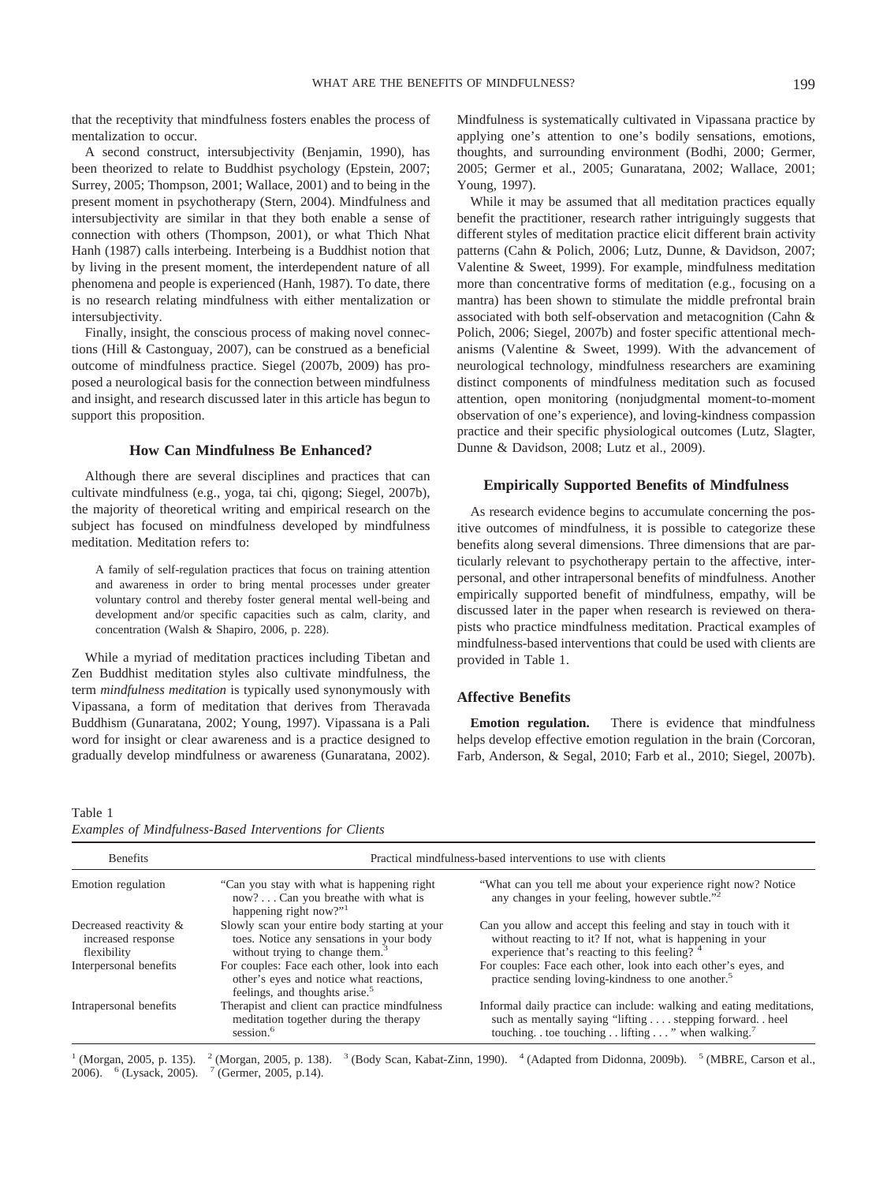that the receptivity that mindfulness fosters enables the process of mentalization to occur.

A second construct, intersubjectivity (Benjamin, 1990), has been theorized to relate to Buddhist psychology (Epstein, 2007; Surrey, 2005; Thompson, 2001; Wallace, 2001) and to being in the present moment in psychotherapy (Stern, 2004). Mindfulness and intersubjectivity are similar in that they both enable a sense of connection with others (Thompson, 2001), or what Thich Nhat Hanh (1987) calls interbeing. Interbeing is a Buddhist notion that by living in the present moment, the interdependent nature of all phenomena and people is experienced (Hanh, 1987). To date, there is no research relating mindfulness with either mentalization or intersubjectivity.

Finally, insight, the conscious process of making novel connections (Hill & Castonguay, 2007), can be construed as a beneficial outcome of mindfulness practice. Siegel (2007b, 2009) has proposed a neurological basis for the connection between mindfulness and insight, and research discussed later in this article has begun to support this proposition.

## How Can Mindfulness Be Enhanced?

Although there are several disciplines and practices that can cultivate mindfulness (e.g., yoga, tai chi, qigong; Siegel, 2007b), the majority of theoretical writing and empirical research on the subject has focused on mindfulness developed by mindfulness meditation. Meditation refers to:

> A family of self-regulation practices that focus on training attention and awareness in order to bring mental processes under greater voluntary control and thereby foster general mental well-being and development and/or specific capacities such as calm, clarity, and concentration (Walsh & Shapiro, 2006, p. 228).

While a myriad of meditation practices including Tibetan and Zen Buddhist meditation styles also cultivate mindfulness, the term *mindfulness meditation* is typically used synonymously with Vipassana, a form of meditation that derives from Theravada Buddhism (Gunaratana, 2002; Young, 1997). Vipassana is a Pali word for insight or clear awareness and is a practice designed to gradually develop mindfulness or awareness (Gunaratana, 2002). Mindfulness is systematically cultivated in Vipassana practice by applying one's attention to one's bodily sensations, emotions, thoughts, and surrounding environment (Bodhi, 2000; Germer, 2005; Germer et al., 2005; Gunaratana, 2002; Wallace, 2001; Young, 1997).

While it may be assumed that all meditation practices equally benefit the practitioner, research rather intriguingly suggests that different styles of meditation practice elicit different brain activity patterns (Cahn & Polich, 2006; Lutz, Dunne, & Davidson, 2007; Valentine & Sweet, 1999). For example, mindfulness meditation more than concentrative forms of meditation (e.g., focusing on a mantra) has been shown to stimulate the middle prefrontal brain associated with both self-observation and metacognition (Cahn & Polich, 2006; Siegel, 2007b) and foster specific attentional mechanisms (Valentine & Sweet, 1999). With the advancement of neurological technology, mindfulness researchers are examining distinct components of mindfulness meditation such as focused attention, open monitoring (nonjudgmental moment-to-moment observation of one's experience), and loving-kindness compassion practice and their specific physiological outcomes (Lutz, Slagter, Dunne & Davidson, 2008; Lutz et al., 2009).

## Empirically Supported Benefits of Mindfulness

As research evidence begins to accumulate concerning the positive outcomes of mindfulness, it is possible to categorize these benefits along several dimensions. Three dimensions that are particularly relevant to psychotherapy pertain to the affective, interpersonal, and other intrapersonal benefits of mindfulness. Another empirically supported benefit of mindfulness, empathy, will be discussed later in the paper when research is reviewed on therapists who practice mindfulness meditation. Practical examples of mindfulness-based interventions that could be used with clients are provided in Table 1.

### Affective Benefits

**Emotion regulation.** There is evidence that mindfulness helps develop effective emotion regulation in the brain (Corcoran, Farb, Anderson, & Segal, 2010; Farb et al., 2010; Siegel, 2007b).

Table 1
*Examples of Mindfulness-Based Interventions for Clients*

| Benefits | Practical mindfulness-based interventions to use with clients | |
|---|---|---|
| Emotion regulation | "Can you stay with what is happening right now? . . . Can you breathe with what is happening right now?"[1] | "What can you tell me about your experience right now? Notice any changes in your feeling, however subtle."[2] |
| Decreased reactivity & increased response flexibility | Slowly scan your entire body starting at your toes. Notice any sensations in your body without trying to change them.[3] | Can you allow and accept this feeling and stay in touch with it without reacting to it? If not, what is happening in your experience that's reacting to this feeling? [4] |
| Interpersonal benefits | For couples: Face each other, look into each other's eyes and notice what reactions, feelings, and thoughts arise.[5] | For couples: Face each other, look into each other's eyes, and practice sending loving-kindness to one another.[5] |
| Intrapersonal benefits | Therapist and client can practice mindfulness meditation together during the therapy session.[6] | Informal daily practice can include: walking and eating meditations, such as mentally saying "lifting . . . . stepping forward. . heel touching. . toe touching . . lifting . . . " when walking.[7] |

[1] (Morgan, 2005, p. 135). [2] (Morgan, 2005, p. 138). [3] (Body Scan, Kabat-Zinn, 1990). [4] (Adapted from Didonna, 2009b). [5] (MBRE, Carson et al., 2006). [6] (Lysack, 2005). [7] (Germer, 2005, p.14).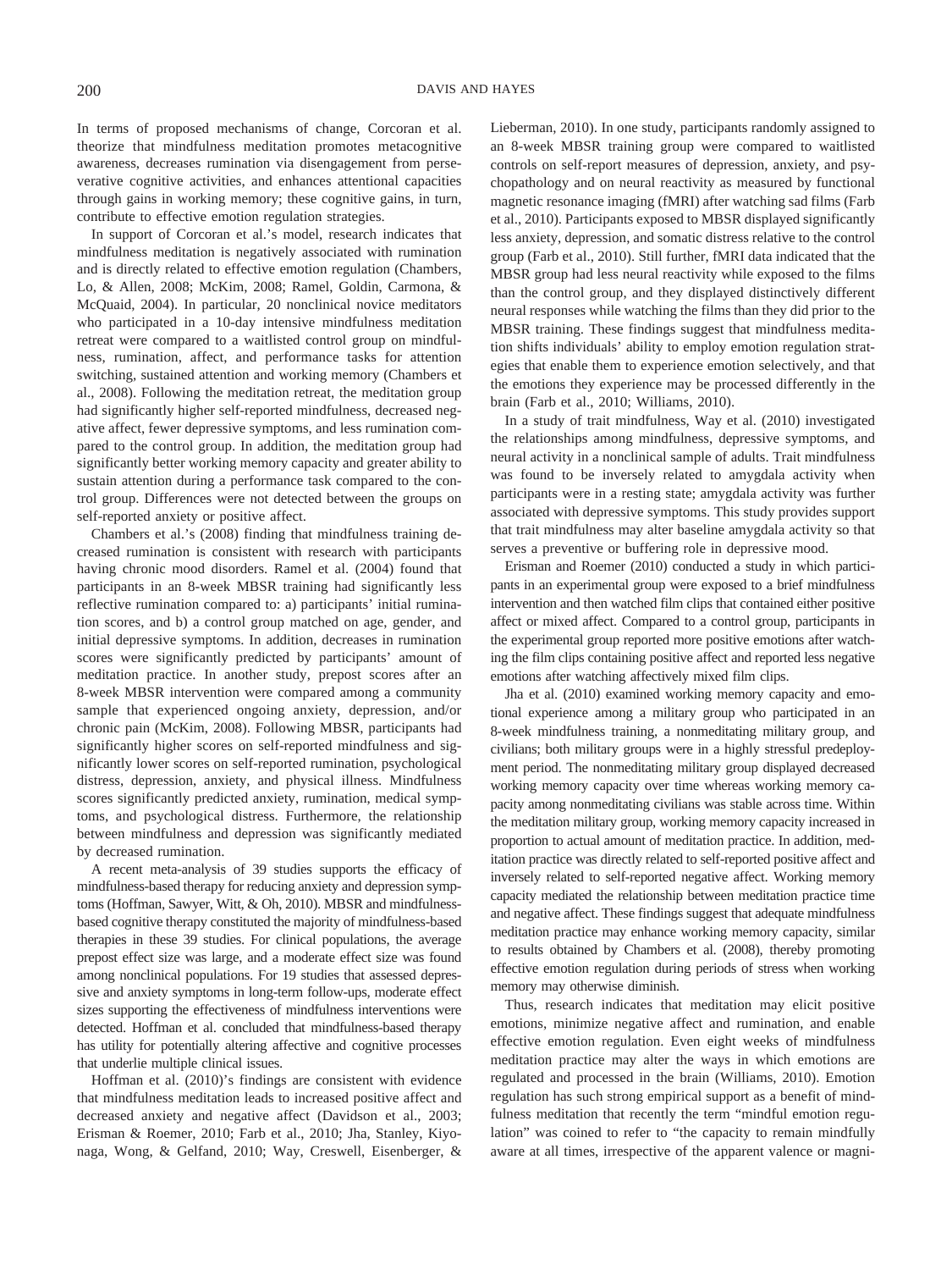In terms of proposed mechanisms of change, Corcoran et al. theorize that mindfulness meditation promotes metacognitive awareness, decreases rumination via disengagement from perseverative cognitive activities, and enhances attentional capacities through gains in working memory; these cognitive gains, in turn, contribute to effective emotion regulation strategies.

In support of Corcoran et al.'s model, research indicates that mindfulness meditation is negatively associated with rumination and is directly related to effective emotion regulation (Chambers, Lo, & Allen, 2008; McKim, 2008; Ramel, Goldin, Carmona, & McQuaid, 2004). In particular, 20 nonclinical novice meditators who participated in a 10-day intensive mindfulness meditation retreat were compared to a waitlisted control group on mindfulness, rumination, affect, and performance tasks for attention switching, sustained attention and working memory (Chambers et al., 2008). Following the meditation retreat, the meditation group had significantly higher self-reported mindfulness, decreased negative affect, fewer depressive symptoms, and less rumination compared to the control group. In addition, the meditation group had significantly better working memory capacity and greater ability to sustain attention during a performance task compared to the control group. Differences were not detected between the groups on self-reported anxiety or positive affect.

Chambers et al.'s (2008) finding that mindfulness training decreased rumination is consistent with research with participants having chronic mood disorders. Ramel et al. (2004) found that participants in an 8-week MBSR training had significantly less reflective rumination compared to: a) participants' initial rumination scores, and b) a control group matched on age, gender, and initial depressive symptoms. In addition, decreases in rumination scores were significantly predicted by participants' amount of meditation practice. In another study, prepost scores after an 8-week MBSR intervention were compared among a community sample that experienced ongoing anxiety, depression, and/or chronic pain (McKim, 2008). Following MBSR, participants had significantly higher scores on self-reported mindfulness and significantly lower scores on self-reported rumination, psychological distress, depression, anxiety, and physical illness. Mindfulness scores significantly predicted anxiety, rumination, medical symptoms, and psychological distress. Furthermore, the relationship between mindfulness and depression was significantly mediated by decreased rumination.

A recent meta-analysis of 39 studies supports the efficacy of mindfulness-based therapy for reducing anxiety and depression symptoms (Hoffman, Sawyer, Witt, & Oh, 2010). MBSR and mindfulness-based cognitive therapy constituted the majority of mindfulness-based therapies in these 39 studies. For clinical populations, the average prepost effect size was large, and a moderate effect size was found among nonclinical populations. For 19 studies that assessed depressive and anxiety symptoms in long-term follow-ups, moderate effect sizes supporting the effectiveness of mindfulness interventions were detected. Hoffman et al. concluded that mindfulness-based therapy has utility for potentially altering affective and cognitive processes that underlie multiple clinical issues.

Hoffman et al. (2010)'s findings are consistent with evidence that mindfulness meditation leads to increased positive affect and decreased anxiety and negative affect (Davidson et al., 2003; Erisman & Roemer, 2010; Farb et al., 2010; Jha, Stanley, Kiyonaga, Wong, & Gelfand, 2010; Way, Creswell, Eisenberger, & Lieberman, 2010). In one study, participants randomly assigned to an 8-week MBSR training group were compared to waitlisted controls on self-report measures of depression, anxiety, and psychopathology and on neural reactivity as measured by functional magnetic resonance imaging (fMRI) after watching sad films (Farb et al., 2010). Participants exposed to MBSR displayed significantly less anxiety, depression, and somatic distress relative to the control group (Farb et al., 2010). Still further, fMRI data indicated that the MBSR group had less neural reactivity while exposed to the films than the control group, and they displayed distinctively different neural responses while watching the films than they did prior to the MBSR training. These findings suggest that mindfulness meditation shifts individuals' ability to employ emotion regulation strategies that enable them to experience emotion selectively, and that the emotions they experience may be processed differently in the brain (Farb et al., 2010; Williams, 2010).

In a study of trait mindfulness, Way et al. (2010) investigated the relationships among mindfulness, depressive symptoms, and neural activity in a nonclinical sample of adults. Trait mindfulness was found to be inversely related to amygdala activity when participants were in a resting state; amygdala activity was further associated with depressive symptoms. This study provides support that trait mindfulness may alter baseline amygdala activity so that serves a preventive or buffering role in depressive mood.

Erisman and Roemer (2010) conducted a study in which participants in an experimental group were exposed to a brief mindfulness intervention and then watched film clips that contained either positive affect or mixed affect. Compared to a control group, participants in the experimental group reported more positive emotions after watching the film clips containing positive affect and reported less negative emotions after watching affectively mixed film clips.

Jha et al. (2010) examined working memory capacity and emotional experience among a military group who participated in an 8-week mindfulness training, a nonmeditating military group, and civilians; both military groups were in a highly stressful predeployment period. The nonmeditating military group displayed decreased working memory capacity over time whereas working memory capacity among nonmeditating civilians was stable across time. Within the meditation military group, working memory capacity increased in proportion to actual amount of meditation practice. In addition, meditation practice was directly related to self-reported positive affect and inversely related to self-reported negative affect. Working memory capacity mediated the relationship between meditation practice time and negative affect. These findings suggest that adequate mindfulness meditation practice may enhance working memory capacity, similar to results obtained by Chambers et al. (2008), thereby promoting effective emotion regulation during periods of stress when working memory may otherwise diminish.

Thus, research indicates that meditation may elicit positive emotions, minimize negative affect and rumination, and enable effective emotion regulation. Even eight weeks of mindfulness meditation practice may alter the ways in which emotions are regulated and processed in the brain (Williams, 2010). Emotion regulation has such strong empirical support as a benefit of mindfulness meditation that recently the term "mindful emotion regulation" was coined to refer to "the capacity to remain mindfully aware at all times, irrespective of the apparent valence or magni-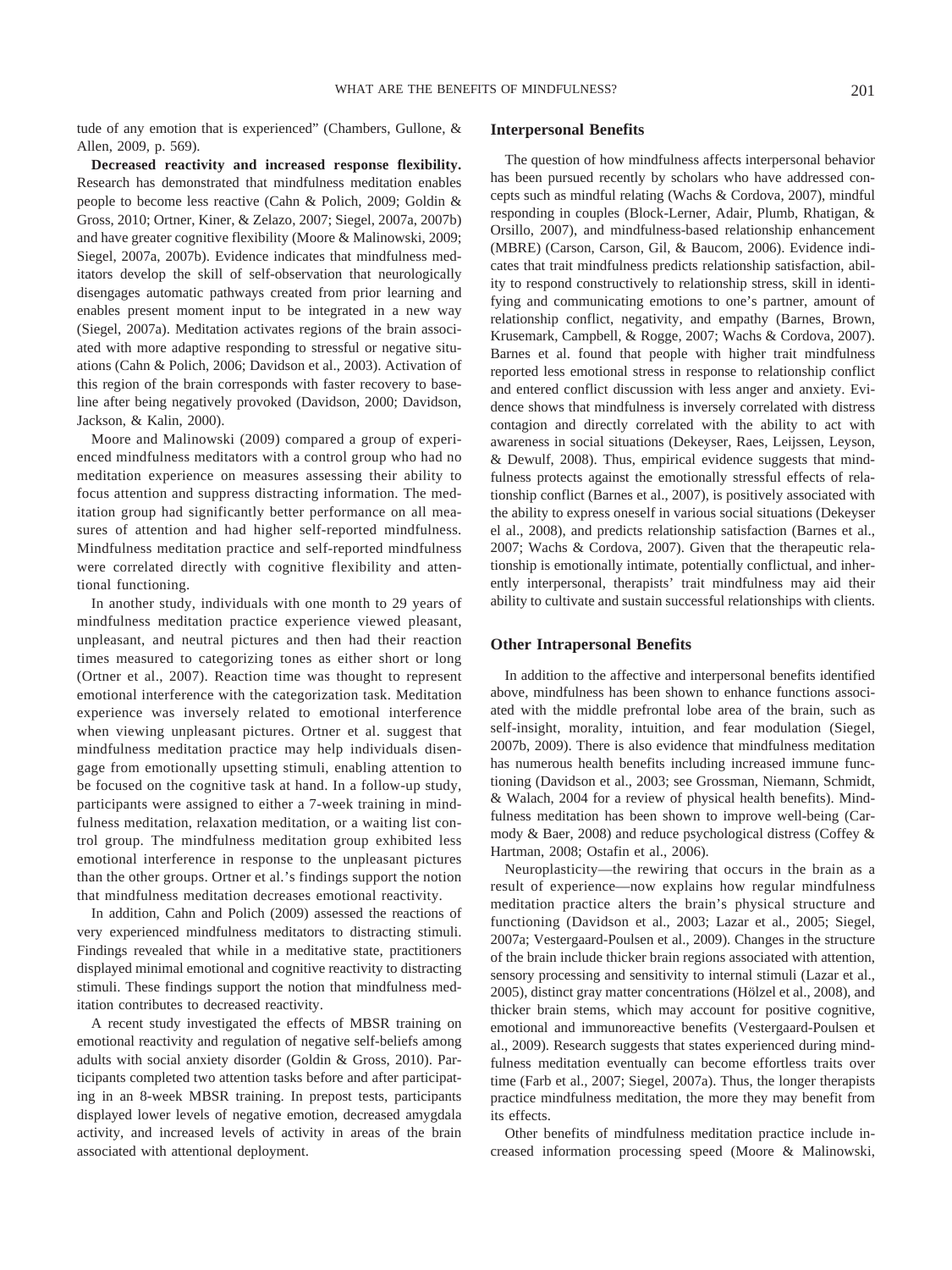tude of any emotion that is experienced" (Chambers, Gullone, & Allen, 2009, p. 569).

**Decreased reactivity and increased response flexibility.** Research has demonstrated that mindfulness meditation enables people to become less reactive (Cahn & Polich, 2009; Goldin & Gross, 2010; Ortner, Kiner, & Zelazo, 2007; Siegel, 2007a, 2007b) and have greater cognitive flexibility (Moore & Malinowski, 2009; Siegel, 2007a, 2007b). Evidence indicates that mindfulness meditators develop the skill of self-observation that neurologically disengages automatic pathways created from prior learning and enables present moment input to be integrated in a new way (Siegel, 2007a). Meditation activates regions of the brain associated with more adaptive responding to stressful or negative situations (Cahn & Polich, 2006; Davidson et al., 2003). Activation of this region of the brain corresponds with faster recovery to baseline after being negatively provoked (Davidson, 2000; Davidson, Jackson, & Kalin, 2000).

Moore and Malinowski (2009) compared a group of experienced mindfulness meditators with a control group who had no meditation experience on measures assessing their ability to focus attention and suppress distracting information. The meditation group had significantly better performance on all measures of attention and had higher self-reported mindfulness. Mindfulness meditation practice and self-reported mindfulness were correlated directly with cognitive flexibility and attentional functioning.

In another study, individuals with one month to 29 years of mindfulness meditation practice experience viewed pleasant, unpleasant, and neutral pictures and then had their reaction times measured to categorizing tones as either short or long (Ortner et al., 2007). Reaction time was thought to represent emotional interference with the categorization task. Meditation experience was inversely related to emotional interference when viewing unpleasant pictures. Ortner et al. suggest that mindfulness meditation practice may help individuals disengage from emotionally upsetting stimuli, enabling attention to be focused on the cognitive task at hand. In a follow-up study, participants were assigned to either a 7-week training in mindfulness meditation, relaxation meditation, or a waiting list control group. The mindfulness meditation group exhibited less emotional interference in response to the unpleasant pictures than the other groups. Ortner et al.'s findings support the notion that mindfulness meditation decreases emotional reactivity.

In addition, Cahn and Polich (2009) assessed the reactions of very experienced mindfulness meditators to distracting stimuli. Findings revealed that while in a meditative state, practitioners displayed minimal emotional and cognitive reactivity to distracting stimuli. These findings support the notion that mindfulness meditation contributes to decreased reactivity.

A recent study investigated the effects of MBSR training on emotional reactivity and regulation of negative self-beliefs among adults with social anxiety disorder (Goldin & Gross, 2010). Participants completed two attention tasks before and after participating in an 8-week MBSR training. In prepost tests, participants displayed lower levels of negative emotion, decreased amygdala activity, and increased levels of activity in areas of the brain associated with attentional deployment.

### Interpersonal Benefits

The question of how mindfulness affects interpersonal behavior has been pursued recently by scholars who have addressed concepts such as mindful relating (Wachs & Cordova, 2007), mindful responding in couples (Block-Lerner, Adair, Plumb, Rhatigan, & Orsillo, 2007), and mindfulness-based relationship enhancement (MBRE) (Carson, Carson, Gil, & Baucom, 2006). Evidence indicates that trait mindfulness predicts relationship satisfaction, ability to respond constructively to relationship stress, skill in identifying and communicating emotions to one's partner, amount of relationship conflict, negativity, and empathy (Barnes, Brown, Krusemark, Campbell, & Rogge, 2007; Wachs & Cordova, 2007). Barnes et al. found that people with higher trait mindfulness reported less emotional stress in response to relationship conflict and entered conflict discussion with less anger and anxiety. Evidence shows that mindfulness is inversely correlated with distress contagion and directly correlated with the ability to act with awareness in social situations (Dekeyser, Raes, Leijssen, Leyson, & Dewulf, 2008). Thus, empirical evidence suggests that mindfulness protects against the emotionally stressful effects of relationship conflict (Barnes et al., 2007), is positively associated with the ability to express oneself in various social situations (Dekeyser el al., 2008), and predicts relationship satisfaction (Barnes et al., 2007; Wachs & Cordova, 2007). Given that the therapeutic relationship is emotionally intimate, potentially conflictual, and inherently interpersonal, therapists' trait mindfulness may aid their ability to cultivate and sustain successful relationships with clients.

### Other Intrapersonal Benefits

In addition to the affective and interpersonal benefits identified above, mindfulness has been shown to enhance functions associated with the middle prefrontal lobe area of the brain, such as self-insight, morality, intuition, and fear modulation (Siegel, 2007b, 2009). There is also evidence that mindfulness meditation has numerous health benefits including increased immune functioning (Davidson et al., 2003; see Grossman, Niemann, Schmidt, & Walach, 2004 for a review of physical health benefits). Mindfulness meditation has been shown to improve well-being (Carmody & Baer, 2008) and reduce psychological distress (Coffey & Hartman, 2008; Ostafin et al., 2006).

Neuroplasticity—the rewiring that occurs in the brain as a result of experience—now explains how regular mindfulness meditation practice alters the brain's physical structure and functioning (Davidson et al., 2003; Lazar et al., 2005; Siegel, 2007a; Vestergaard-Poulsen et al., 2009). Changes in the structure of the brain include thicker brain regions associated with attention, sensory processing and sensitivity to internal stimuli (Lazar et al., 2005), distinct gray matter concentrations (Hölzel et al., 2008), and thicker brain stems, which may account for positive cognitive, emotional and immunoreactive benefits (Vestergaard-Poulsen et al., 2009). Research suggests that states experienced during mindfulness meditation eventually can become effortless traits over time (Farb et al., 2007; Siegel, 2007a). Thus, the longer therapists practice mindfulness meditation, the more they may benefit from its effects.

Other benefits of mindfulness meditation practice include increased information processing speed (Moore & Malinowski,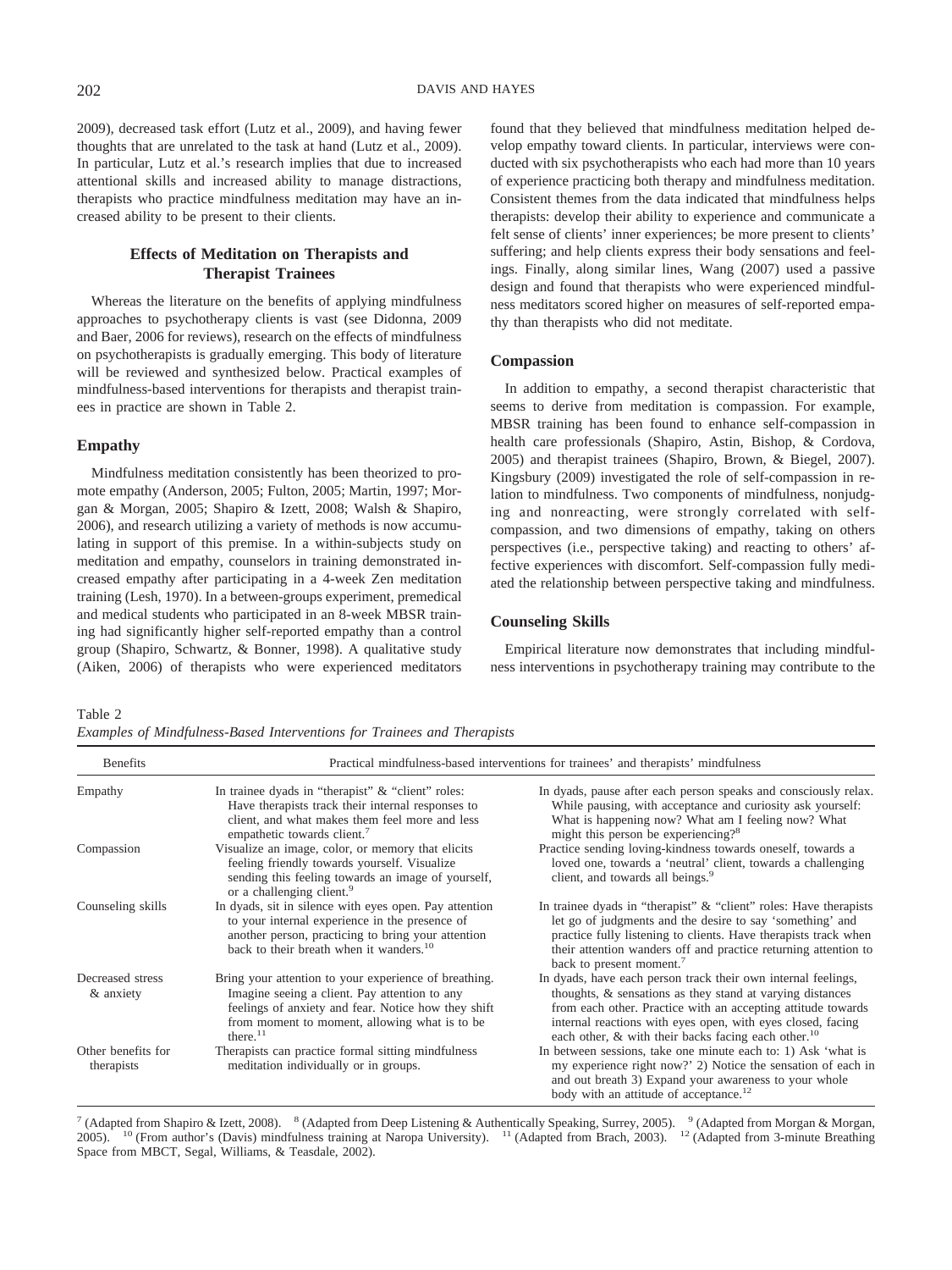2009), decreased task effort (Lutz et al., 2009), and having fewer thoughts that are unrelated to the task at hand (Lutz et al., 2009). In particular, Lutz et al.'s research implies that due to increased attentional skills and increased ability to manage distractions, therapists who practice mindfulness meditation may have an increased ability to be present to their clients.

## Effects of Meditation on Therapists and Therapist Trainees

Whereas the literature on the benefits of applying mindfulness approaches to psychotherapy clients is vast (see Didonna, 2009 and Baer, 2006 for reviews), research on the effects of mindfulness on psychotherapists is gradually emerging. This body of literature will be reviewed and synthesized below. Practical examples of mindfulness-based interventions for therapists and therapist trainees in practice are shown in Table 2.

### Empathy

Mindfulness meditation consistently has been theorized to promote empathy (Anderson, 2005; Fulton, 2005; Martin, 1997; Morgan & Morgan, 2005; Shapiro & Izett, 2008; Walsh & Shapiro, 2006), and research utilizing a variety of methods is now accumulating in support of this premise. In a within-subjects study on meditation and empathy, counselors in training demonstrated increased empathy after participating in a 4-week Zen meditation training (Lesh, 1970). In a between-groups experiment, premedical and medical students who participated in an 8-week MBSR training had significantly higher self-reported empathy than a control group (Shapiro, Schwartz, & Bonner, 1998). A qualitative study (Aiken, 2006) of therapists who were experienced meditators found that they believed that mindfulness meditation helped develop empathy toward clients. In particular, interviews were conducted with six psychotherapists who each had more than 10 years of experience practicing both therapy and mindfulness meditation. Consistent themes from the data indicated that mindfulness helps therapists: develop their ability to experience and communicate a felt sense of clients' inner experiences; be more present to clients' suffering; and help clients express their body sensations and feelings. Finally, along similar lines, Wang (2007) used a passive design and found that therapists who were experienced mindfulness meditators scored higher on measures of self-reported empathy than therapists who did not meditate.

### Compassion

In addition to empathy, a second therapist characteristic that seems to derive from meditation is compassion. For example, MBSR training has been found to enhance self-compassion in health care professionals (Shapiro, Astin, Bishop, & Cordova, 2005) and therapist trainees (Shapiro, Brown, & Biegel, 2007). Kingsbury (2009) investigated the role of self-compassion in relation to mindfulness. Two components of mindfulness, nonjudging and nonreacting, were strongly correlated with self-compassion, and two dimensions of empathy, taking on others perspectives (i.e., perspective taking) and reacting to others' affective experiences with discomfort. Self-compassion fully mediated the relationship between perspective taking and mindfulness.

### Counseling Skills

Empirical literature now demonstrates that including mindfulness interventions in psychotherapy training may contribute to the

Table 2
*Examples of Mindfulness-Based Interventions for Trainees and Therapists*

| Benefits | Practical mindfulness-based interventions for trainees' and therapists' mindfulness | |
|---|---|---|
| Empathy | In trainee dyads in "therapist" & "client" roles: Have therapists track their internal responses to client, and what makes them feel more and less empathetic towards client.[7] | In dyads, pause after each person speaks and consciously relax. While pausing, with acceptance and curiosity ask yourself: What is happening now? What am I feeling now? What might this person be experiencing?[8] |
| Compassion | Visualize an image, color, or memory that elicits feeling friendly towards yourself. Visualize sending this feeling towards an image of yourself, or a challenging client.[9] | Practice sending loving-kindness towards oneself, towards a loved one, towards a 'neutral' client, towards a challenging client, and towards all beings.[9] |
| Counseling skills | In dyads, sit in silence with eyes open. Pay attention to your internal experience in the presence of another person, practicing to bring your attention back to their breath when it wanders.[10] | In trainee dyads in "therapist" & "client" roles: Have therapists let go of judgments and the desire to say 'something' and practice fully listening to clients. Have therapists track when their attention wanders off and practice returning attention to back to present moment.[7] |
| Decreased stress & anxiety | Bring your attention to your experience of breathing. Imagine seeing a client. Pay attention to any feelings of anxiety and fear. Notice how they shift from moment to moment, allowing what is to be there.[11] | In dyads, have each person track their own internal feelings, thoughts, & sensations as they stand at varying distances from each other. Practice with an accepting attitude towards internal reactions with eyes open, with eyes closed, facing each other, & with their backs facing each other.[10] |
| Other benefits for therapists | Therapists can practice formal sitting mindfulness meditation individually or in groups. | In between sessions, take one minute each to: 1) Ask 'what is my experience right now?' 2) Notice the sensation of each in and out breath 3) Expand your awareness to your whole body with an attitude of acceptance.[12] |

[7] (Adapted from Shapiro & Izett, 2008). [8] (Adapted from Deep Listening & Authentically Speaking, Surrey, 2005). [9] (Adapted from Morgan & Morgan, 2005). [10] (From author's (Davis) mindfulness training at Naropa University). [11] (Adapted from Brach, 2003). [12] (Adapted from 3-minute Breathing Space from MBCT, Segal, Williams, & Teasdale, 2002).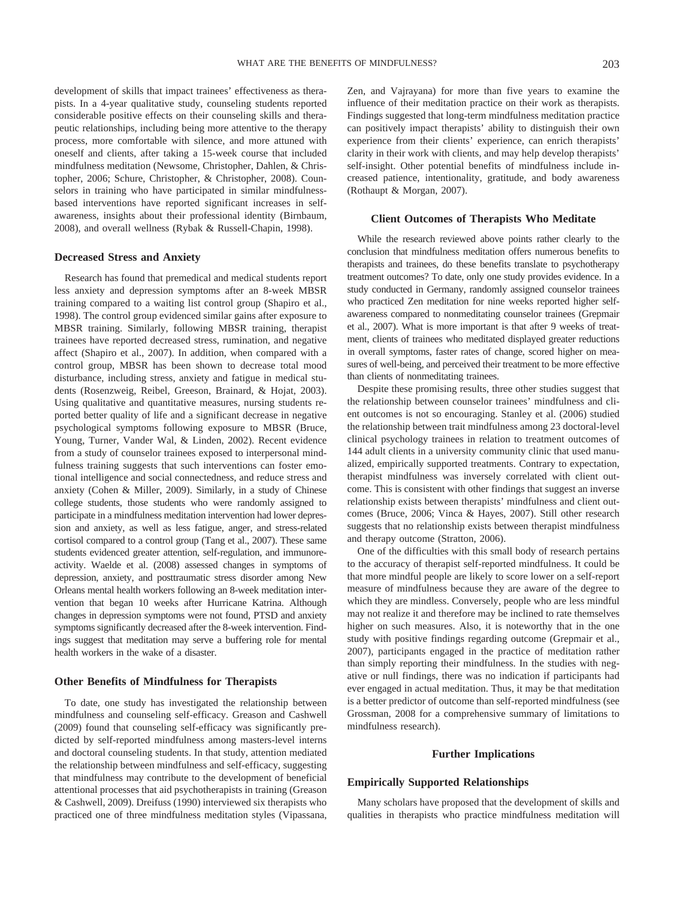development of skills that impact trainees' effectiveness as therapists. In a 4-year qualitative study, counseling students reported considerable positive effects on their counseling skills and therapeutic relationships, including being more attentive to the therapy process, more comfortable with silence, and more attuned with oneself and clients, after taking a 15-week course that included mindfulness meditation (Newsome, Christopher, Dahlen, & Christopher, 2006; Schure, Christopher, & Christopher, 2008). Counselors in training who have participated in similar mindfulness-based interventions have reported significant increases in self-awareness, insights about their professional identity (Birnbaum, 2008), and overall wellness (Rybak & Russell-Chapin, 1998).

### Decreased Stress and Anxiety

Research has found that premedical and medical students report less anxiety and depression symptoms after an 8-week MBSR training compared to a waiting list control group (Shapiro et al., 1998). The control group evidenced similar gains after exposure to MBSR training. Similarly, following MBSR training, therapist trainees have reported decreased stress, rumination, and negative affect (Shapiro et al., 2007). In addition, when compared with a control group, MBSR has been shown to decrease total mood disturbance, including stress, anxiety and fatigue in medical students (Rosenzweig, Reibel, Greeson, Brainard, & Hojat, 2003). Using qualitative and quantitative measures, nursing students reported better quality of life and a significant decrease in negative psychological symptoms following exposure to MBSR (Bruce, Young, Turner, Vander Wal, & Linden, 2002). Recent evidence from a study of counselor trainees exposed to interpersonal mindfulness training suggests that such interventions can foster emotional intelligence and social connectedness, and reduce stress and anxiety (Cohen & Miller, 2009). Similarly, in a study of Chinese college students, those students who were randomly assigned to participate in a mindfulness meditation intervention had lower depression and anxiety, as well as less fatigue, anger, and stress-related cortisol compared to a control group (Tang et al., 2007). These same students evidenced greater attention, self-regulation, and immunoreactivity. Waelde et al. (2008) assessed changes in symptoms of depression, anxiety, and posttraumatic stress disorder among New Orleans mental health workers following an 8-week meditation intervention that began 10 weeks after Hurricane Katrina. Although changes in depression symptoms were not found, PTSD and anxiety symptoms significantly decreased after the 8-week intervention. Findings suggest that meditation may serve a buffering role for mental health workers in the wake of a disaster.

### Other Benefits of Mindfulness for Therapists

To date, one study has investigated the relationship between mindfulness and counseling self-efficacy. Greason and Cashwell (2009) found that counseling self-efficacy was significantly predicted by self-reported mindfulness among masters-level interns and doctoral counseling students. In that study, attention mediated the relationship between mindfulness and self-efficacy, suggesting that mindfulness may contribute to the development of beneficial attentional processes that aid psychotherapists in training (Greason & Cashwell, 2009). Dreifuss (1990) interviewed six therapists who practiced one of three mindfulness meditation styles (Vipassana, Zen, and Vajrayana) for more than five years to examine the influence of their meditation practice on their work as therapists. Findings suggested that long-term mindfulness meditation practice can positively impact therapists' ability to distinguish their own experience from their clients' experience, can enrich therapists' clarity in their work with clients, and may help develop therapists' self-insight. Other potential benefits of mindfulness include increased patience, intentionality, gratitude, and body awareness (Rothaupt & Morgan, 2007).

## Client Outcomes of Therapists Who Meditate

While the research reviewed above points rather clearly to the conclusion that mindfulness meditation offers numerous benefits to therapists and trainees, do these benefits translate to psychotherapy treatment outcomes? To date, only one study provides evidence. In a study conducted in Germany, randomly assigned counselor trainees who practiced Zen meditation for nine weeks reported higher self-awareness compared to nonmeditating counselor trainees (Grepmair et al., 2007). What is more important is that after 9 weeks of treatment, clients of trainees who meditated displayed greater reductions in overall symptoms, faster rates of change, scored higher on measures of well-being, and perceived their treatment to be more effective than clients of nonmeditating trainees.

Despite these promising results, three other studies suggest that the relationship between counselor trainees' mindfulness and client outcomes is not so encouraging. Stanley et al. (2006) studied the relationship between trait mindfulness among 23 doctoral-level clinical psychology trainees in relation to treatment outcomes of 144 adult clients in a university community clinic that used manualized, empirically supported treatments. Contrary to expectation, therapist mindfulness was inversely correlated with client outcome. This is consistent with other findings that suggest an inverse relationship exists between therapists' mindfulness and client outcomes (Bruce, 2006; Vinca & Hayes, 2007). Still other research suggests that no relationship exists between therapist mindfulness and therapy outcome (Stratton, 2006).

One of the difficulties with this small body of research pertains to the accuracy of therapist self-reported mindfulness. It could be that more mindful people are likely to score lower on a self-report measure of mindfulness because they are aware of the degree to which they are mindless. Conversely, people who are less mindful may not realize it and therefore may be inclined to rate themselves higher on such measures. Also, it is noteworthy that in the one study with positive findings regarding outcome (Grepmair et al., 2007), participants engaged in the practice of meditation rather than simply reporting their mindfulness. In the studies with negative or null findings, there was no indication if participants had ever engaged in actual meditation. Thus, it may be that meditation is a better predictor of outcome than self-reported mindfulness (see Grossman, 2008 for a comprehensive summary of limitations to mindfulness research).

## Further Implications

### Empirically Supported Relationships

Many scholars have proposed that the development of skills and qualities in therapists who practice mindfulness meditation will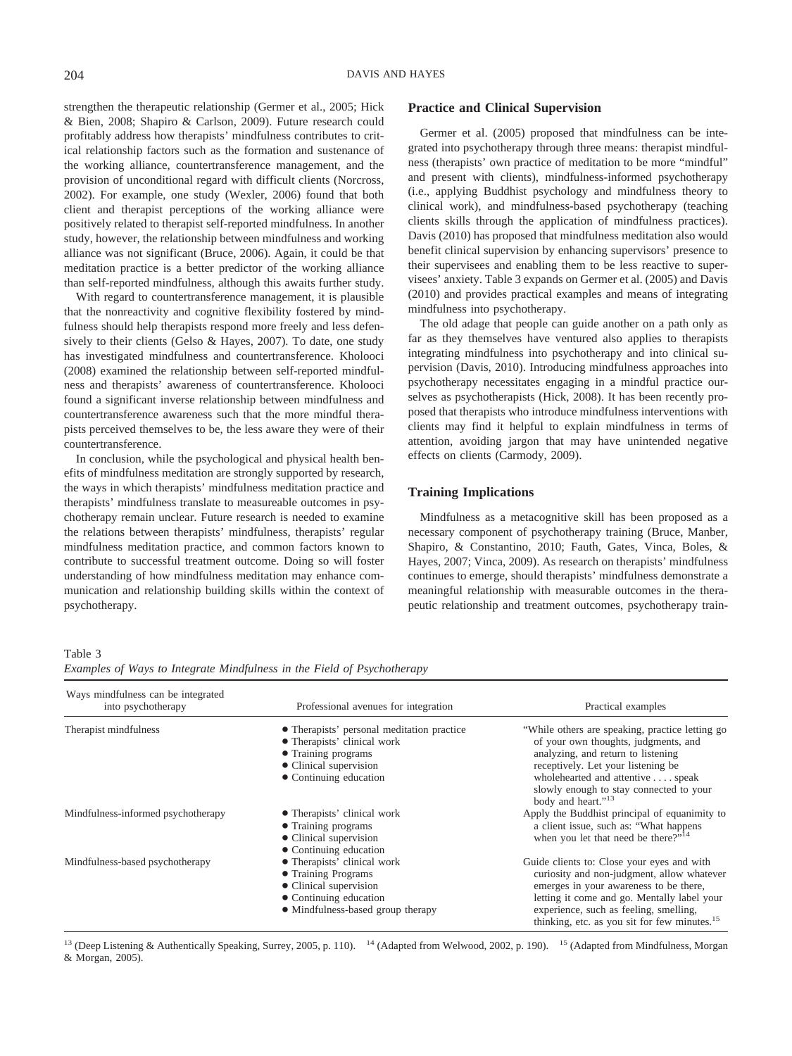strengthen the therapeutic relationship (Germer et al., 2005; Hick & Bien, 2008; Shapiro & Carlson, 2009). Future research could profitably address how therapists' mindfulness contributes to critical relationship factors such as the formation and sustenance of the working alliance, countertransference management, and the provision of unconditional regard with difficult clients (Norcross, 2002). For example, one study (Wexler, 2006) found that both client and therapist perceptions of the working alliance were positively related to therapist self-reported mindfulness. In another study, however, the relationship between mindfulness and working alliance was not significant (Bruce, 2006). Again, it could be that meditation practice is a better predictor of the working alliance than self-reported mindfulness, although this awaits further study.

With regard to countertransference management, it is plausible that the nonreactivity and cognitive flexibility fostered by mindfulness should help therapists respond more freely and less defensively to their clients (Gelso & Hayes, 2007). To date, one study has investigated mindfulness and countertransference. Kholooci (2008) examined the relationship between self-reported mindfulness and therapists' awareness of countertransference. Kholooci found a significant inverse relationship between mindfulness and countertransference awareness such that the more mindful therapists perceived themselves to be, the less aware they were of their countertransference.

In conclusion, while the psychological and physical health benefits of mindfulness meditation are strongly supported by research, the ways in which therapists' mindfulness meditation practice and therapists' mindfulness translate to measureable outcomes in psychotherapy remain unclear. Future research is needed to examine the relations between therapists' mindfulness, therapists' regular mindfulness meditation practice, and common factors known to contribute to successful treatment outcome. Doing so will foster understanding of how mindfulness meditation may enhance communication and relationship building skills within the context of psychotherapy.

## Practice and Clinical Supervision

Germer et al. (2005) proposed that mindfulness can be integrated into psychotherapy through three means: therapist mindfulness (therapists' own practice of meditation to be more "mindful" and present with clients), mindfulness-informed psychotherapy (i.e., applying Buddhist psychology and mindfulness theory to clinical work), and mindfulness-based psychotherapy (teaching clients skills through the application of mindfulness practices). Davis (2010) has proposed that mindfulness meditation also would benefit clinical supervision by enhancing supervisors' presence to their supervisees and enabling them to be less reactive to supervisees' anxiety. Table 3 expands on Germer et al. (2005) and Davis (2010) and provides practical examples and means of integrating mindfulness into psychotherapy.

The old adage that people can guide another on a path only as far as they themselves have ventured also applies to therapists integrating mindfulness into psychotherapy and into clinical supervision (Davis, 2010). Introducing mindfulness approaches into psychotherapy necessitates engaging in a mindful practice ourselves as psychotherapists (Hick, 2008). It has been recently proposed that therapists who introduce mindfulness interventions with clients may find it helpful to explain mindfulness in terms of attention, avoiding jargon that may have unintended negative effects on clients (Carmody, 2009).

## Training Implications

Mindfulness as a metacognitive skill has been proposed as a necessary component of psychotherapy training (Bruce, Manber, Shapiro, & Constantino, 2010; Fauth, Gates, Vinca, Boles, & Hayes, 2007; Vinca, 2009). As research on therapists' mindfulness continues to emerge, should therapists' mindfulness demonstrate a meaningful relationship with measurable outcomes in the therapeutic relationship and treatment outcomes, psychotherapy train-

Table 3
*Examples of Ways to Integrate Mindfulness in the Field of Psychotherapy*

| Ways mindfulness can be integrated into psychotherapy | Professional avenues for integration | Practical examples |
|---|---|---|
| Therapist mindfulness | • Therapists' personal meditation practice<br>• Therapists' clinical work<br>• Training programs<br>• Clinical supervision<br>• Continuing education | "While others are speaking, practice letting go of your own thoughts, judgments, and analyzing, and return to listening receptively. Let your listening be wholehearted and attentive . . . . speak slowly enough to stay connected to your body and heart."[13] |
| Mindfulness-informed psychotherapy | • Therapists' clinical work<br>• Training programs<br>• Clinical supervision<br>• Continuing education | Apply the Buddhist principal of equanimity to a client issue, such as: "What happens when you let that need be there?"[14] |
| Mindfulness-based psychotherapy | • Therapists' clinical work<br>• Training Programs<br>• Clinical supervision<br>• Continuing education<br>• Mindfulness-based group therapy | Guide clients to: Close your eyes and with curiosity and non-judgment, allow whatever emerges in your awareness to be there, letting it come and go. Mentally label your experience, such as feeling, smelling, thinking, etc. as you sit for few minutes.[15] |

[13] (Deep Listening & Authentically Speaking, Surrey, 2005, p. 110). [14] (Adapted from Welwood, 2002, p. 190). [15] (Adapted from Mindfulness, Morgan & Morgan, 2005).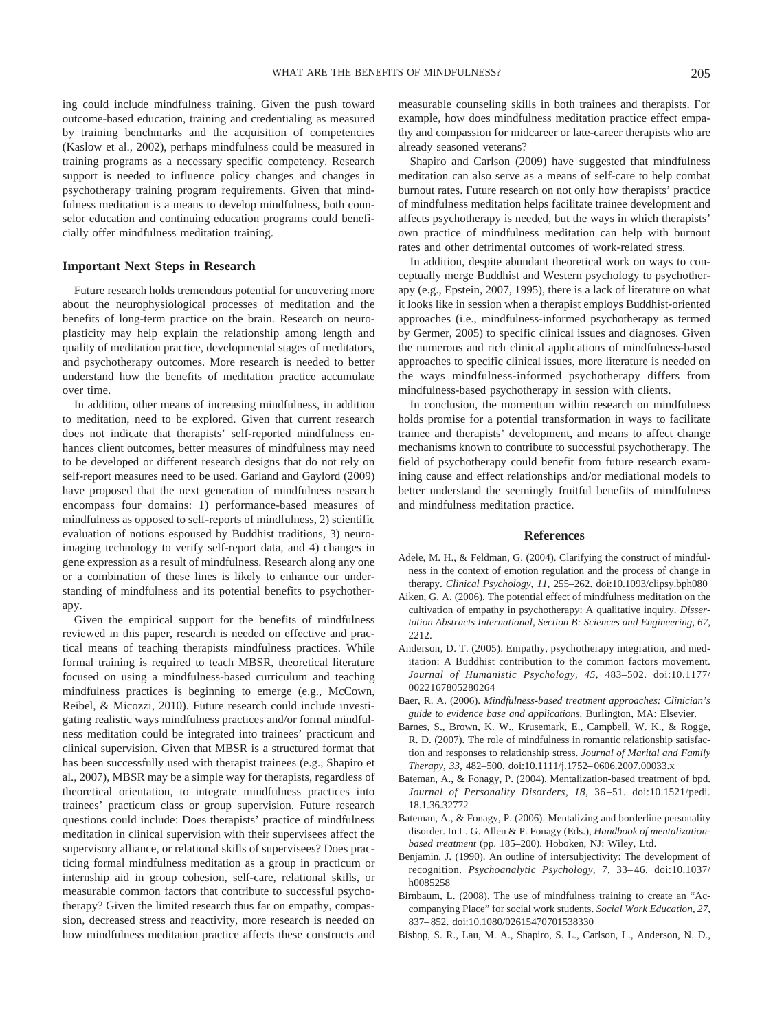ing could include mindfulness training. Given the push toward outcome-based education, training and credentialing as measured by training benchmarks and the acquisition of competencies (Kaslow et al., 2002), perhaps mindfulness could be measured in training programs as a necessary specific competency. Research support is needed to influence policy changes and changes in psychotherapy training program requirements. Given that mindfulness meditation is a means to develop mindfulness, both counselor education and continuing education programs could beneficially offer mindfulness meditation training.

### Important Next Steps in Research

Future research holds tremendous potential for uncovering more about the neurophysiological processes of meditation and the benefits of long-term practice on the brain. Research on neuroplasticity may help explain the relationship among length and quality of meditation practice, developmental stages of meditators, and psychotherapy outcomes. More research is needed to better understand how the benefits of meditation practice accumulate over time.

In addition, other means of increasing mindfulness, in addition to meditation, need to be explored. Given that current research does not indicate that therapists' self-reported mindfulness enhances client outcomes, better measures of mindfulness may need to be developed or different research designs that do not rely on self-report measures need to be used. Garland and Gaylord (2009) have proposed that the next generation of mindfulness research encompass four domains: 1) performance-based measures of mindfulness as opposed to self-reports of mindfulness, 2) scientific evaluation of notions espoused by Buddhist traditions, 3) neuroimaging technology to verify self-report data, and 4) changes in gene expression as a result of mindfulness. Research along any one or a combination of these lines is likely to enhance our understanding of mindfulness and its potential benefits to psychotherapy.

Given the empirical support for the benefits of mindfulness reviewed in this paper, research is needed on effective and practical means of teaching therapists mindfulness practices. While formal training is required to teach MBSR, theoretical literature focused on using a mindfulness-based curriculum and teaching mindfulness practices is beginning to emerge (e.g., McCown, Reibel, & Micozzi, 2010). Future research could include investigating realistic ways mindfulness practices and/or formal mindfulness meditation could be integrated into trainees' practicum and clinical supervision. Given that MBSR is a structured format that has been successfully used with therapist trainees (e.g., Shapiro et al., 2007), MBSR may be a simple way for therapists, regardless of theoretical orientation, to integrate mindfulness practices into trainees' practicum class or group supervision. Future research questions could include: Does therapists' practice of mindfulness meditation in clinical supervision with their supervisees affect the supervisory alliance, or relational skills of supervisees? Does practicing formal mindfulness meditation as a group in practicum or internship aid in group cohesion, self-care, relational skills, or measurable common factors that contribute to successful psychotherapy? Given the limited research thus far on empathy, compassion, decreased stress and reactivity, more research is needed on how mindfulness meditation practice affects these constructs and measurable counseling skills in both trainees and therapists. For example, how does mindfulness meditation practice effect empathy and compassion for midcareer or late-career therapists who are already seasoned veterans?

Shapiro and Carlson (2009) have suggested that mindfulness meditation can also serve as a means of self-care to help combat burnout rates. Future research on not only how therapists' practice of mindfulness meditation helps facilitate trainee development and affects psychotherapy is needed, but the ways in which therapists' own practice of mindfulness meditation can help with burnout rates and other detrimental outcomes of work-related stress.

In addition, despite abundant theoretical work on ways to conceptually merge Buddhist and Western psychology to psychotherapy (e.g., Epstein, 2007, 1995), there is a lack of literature on what it looks like in session when a therapist employs Buddhist-oriented approaches (i.e., mindfulness-informed psychotherapy as termed by Germer, 2005) to specific clinical issues and diagnoses. Given the numerous and rich clinical applications of mindfulness-based approaches to specific clinical issues, more literature is needed on the ways mindfulness-informed psychotherapy differs from mindfulness-based psychotherapy in session with clients.

In conclusion, the momentum within research on mindfulness holds promise for a potential transformation in ways to facilitate trainee and therapists' development, and means to affect change mechanisms known to contribute to successful psychotherapy. The field of psychotherapy could benefit from future research examining cause and effect relationships and/or mediational models to better understand the seemingly fruitful benefits of mindfulness and mindfulness meditation practice.

## References

Adele, M. H., & Feldman, G. (2004). Clarifying the construct of mindfulness in the context of emotion regulation and the process of change in therapy. *Clinical Psychology, 11,* 255–262. doi:10.1093/clipsy.bph080

Aiken, G. A. (2006). The potential effect of mindfulness meditation on the cultivation of empathy in psychotherapy: A qualitative inquiry. *Dissertation Abstracts International, Section B: Sciences and Engineering, 67,* 2212.

Anderson, D. T. (2005). Empathy, psychotherapy integration, and meditation: A Buddhist contribution to the common factors movement. *Journal of Humanistic Psychology, 45,* 483–502. doi:10.1177/0022167805280264

Baer, R. A. (2006). *Mindfulness-based treatment approaches: Clinician's guide to evidence base and applications.* Burlington, MA: Elsevier.

Barnes, S., Brown, K. W., Krusemark, E., Campbell, W. K., & Rogge, R. D. (2007). The role of mindfulness in romantic relationship satisfaction and responses to relationship stress. *Journal of Marital and Family Therapy, 33,* 482–500. doi:10.1111/j.1752–0606.2007.00033.x

Bateman, A., & Fonagy, P. (2004). Mentalization-based treatment of bpd. *Journal of Personality Disorders, 18,* 36–51. doi:10.1521/pedi.18.1.36.32772

Bateman, A., & Fonagy, P. (2006). Mentalizing and borderline personality disorder. In L. G. Allen & P. Fonagy (Eds.), *Handbook of mentalization-based treatment* (pp. 185–200). Hoboken, NJ: Wiley, Ltd.

Benjamin, J. (1990). An outline of intersubjectivity: The development of recognition. *Psychoanalytic Psychology, 7,* 33–46. doi:10.1037/h0085258

Birnbaum, L. (2008). The use of mindfulness training to create an "Accompanying Place" for social work students. *Social Work Education, 27,* 837–852. doi:10.1080/02615470701538330

Bishop, S. R., Lau, M. A., Shapiro, S. L., Carlson, L., Anderson, N. D.,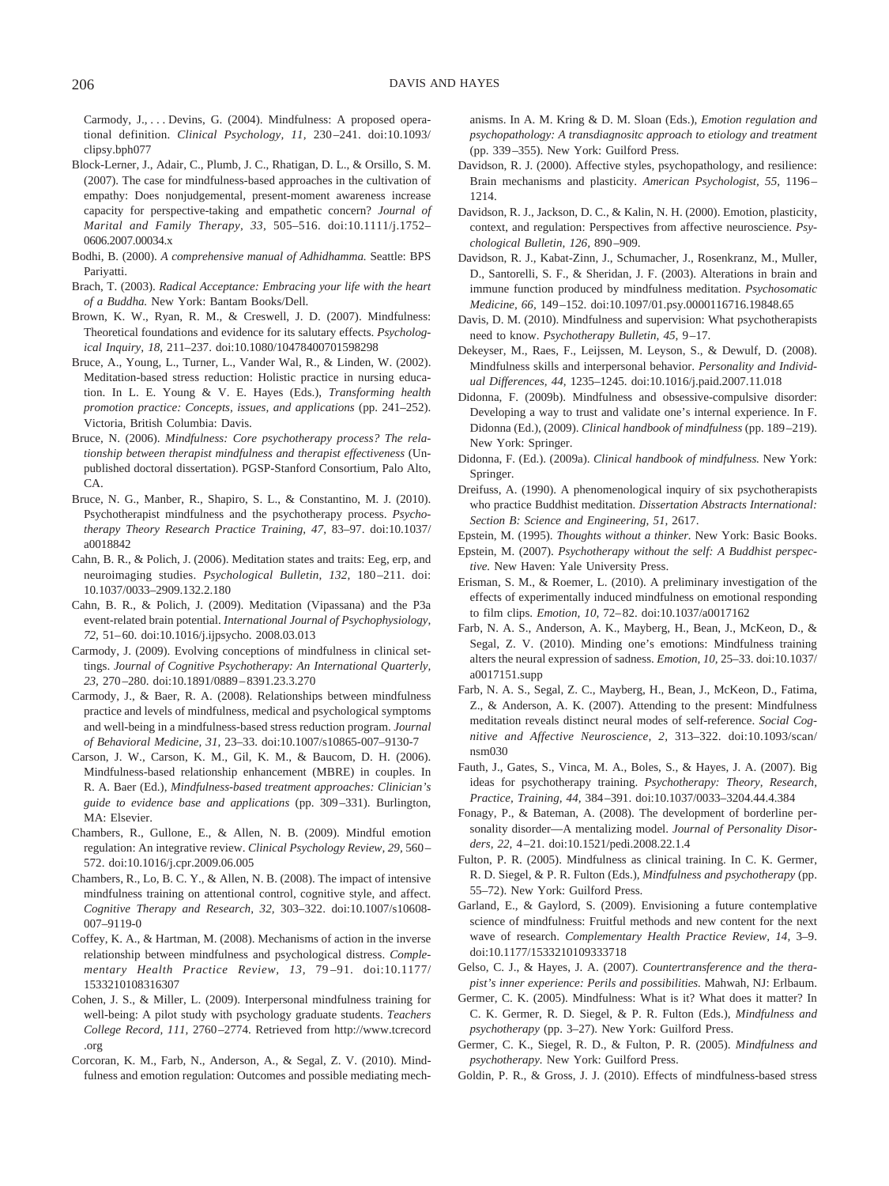Carmody, J., . . . Devins, G. (2004). Mindfulness: A proposed operational definition. *Clinical Psychology, 11,* 230–241. doi:10.1093/clipsy.bph077

Block-Lerner, J., Adair, C., Plumb, J. C., Rhatigan, D. L., & Orsillo, S. M. (2007). The case for mindfulness-based approaches in the cultivation of empathy: Does nonjudgemental, present-moment awareness increase capacity for perspective-taking and empathetic concern? *Journal of Marital and Family Therapy, 33,* 505–516. doi:10.1111/j.1752–0606.2007.00034.x

Bodhi, B. (2000). *A comprehensive manual of Adhidhamma.* Seattle: BPS Pariyatti.

Brach, T. (2003). *Radical Acceptance: Embracing your life with the heart of a Buddha.* New York: Bantam Books/Dell.

Brown, K. W., Ryan, R. M., & Creswell, J. D. (2007). Mindfulness: Theoretical foundations and evidence for its salutary effects. *Psychological Inquiry, 18,* 211–237. doi:10.1080/10478400701598298

Bruce, A., Young, L., Turner, L., Vander Wal, R., & Linden, W. (2002). Meditation-based stress reduction: Holistic practice in nursing education. In L. E. Young & V. E. Hayes (Eds.), *Transforming health promotion practice: Concepts, issues, and applications* (pp. 241–252). Victoria, British Columbia: Davis.

Bruce, N. (2006). *Mindfulness: Core psychotherapy process? The relationship between therapist mindfulness and therapist effectiveness* (Unpublished doctoral dissertation). PGSP-Stanford Consortium, Palo Alto, CA.

Bruce, N. G., Manber, R., Shapiro, S. L., & Constantino, M. J. (2010). Psychotherapist mindfulness and the psychotherapy process. *Psychotherapy Theory Research Practice Training, 47,* 83–97. doi:10.1037/a0018842

Cahn, B. R., & Polich, J. (2006). Meditation states and traits: Eeg, erp, and neuroimaging studies. *Psychological Bulletin, 132,* 180–211. doi:10.1037/0033–2909.132.2.180

Cahn, B. R., & Polich, J. (2009). Meditation (Vipassana) and the P3a event-related brain potential. *International Journal of Psychophysiology, 72,* 51–60. doi:10.1016/j.ijpsycho. 2008.03.013

Carmody, J. (2009). Evolving conceptions of mindfulness in clinical settings. *Journal of Cognitive Psychotherapy: An International Quarterly, 23,* 270–280. doi:10.1891/0889–8391.23.3.270

Carmody, J., & Baer, R. A. (2008). Relationships between mindfulness practice and levels of mindfulness, medical and psychological symptoms and well-being in a mindfulness-based stress reduction program. *Journal of Behavioral Medicine, 31,* 23–33. doi:10.1007/s10865-007–9130-7

Carson, J. W., Carson, K. M., Gil, K. M., & Baucom, D. H. (2006). Mindfulness-based relationship enhancement (MBRE) in couples. In R. A. Baer (Ed.), *Mindfulness-based treatment approaches: Clinician's guide to evidence base and applications* (pp. 309–331). Burlington, MA: Elsevier.

Chambers, R., Gullone, E., & Allen, N. B. (2009). Mindful emotion regulation: An integrative review. *Clinical Psychology Review, 29,* 560–572. doi:10.1016/j.cpr.2009.06.005

Chambers, R., Lo, B. C. Y., & Allen, N. B. (2008). The impact of intensive mindfulness training on attentional control, cognitive style, and affect. *Cognitive Therapy and Research, 32,* 303–322. doi:10.1007/s10608-007–9119-0

Coffey, K. A., & Hartman, M. (2008). Mechanisms of action in the inverse relationship between mindfulness and psychological distress. *Complementary Health Practice Review, 13,* 79–91. doi:10.1177/1533210108316307

Cohen, J. S., & Miller, L. (2009). Interpersonal mindfulness training for well-being: A pilot study with psychology graduate students. *Teachers College Record, 111,* 2760–2774. Retrieved from http://www.tcrecord.org

Corcoran, K. M., Farb, N., Anderson, A., & Segal, Z. V. (2010). Mindfulness and emotion regulation: Outcomes and possible mediating mechanisms. In A. M. Kring & D. M. Sloan (Eds.), *Emotion regulation and psychopathology: A transdiagnositc approach to etiology and treatment* (pp. 339–355). New York: Guilford Press.

Davidson, R. J. (2000). Affective styles, psychopathology, and resilience: Brain mechanisms and plasticity. *American Psychologist, 55,* 1196–1214.

Davidson, R. J., Jackson, D. C., & Kalin, N. H. (2000). Emotion, plasticity, context, and regulation: Perspectives from affective neuroscience. *Psychological Bulletin, 126,* 890–909.

Davidson, R. J., Kabat-Zinn, J., Schumacher, J., Rosenkranz, M., Muller, D., Santorelli, S. F., & Sheridan, J. F. (2003). Alterations in brain and immune function produced by mindfulness meditation. *Psychosomatic Medicine, 66,* 149–152. doi:10.1097/01.psy.0000116716.19848.65

Davis, D. M. (2010). Mindfulness and supervision: What psychotherapists need to know. *Psychotherapy Bulletin, 45,* 9–17.

Dekeyser, M., Raes, F., Leijssen, M. Leyson, S., & Dewulf, D. (2008). Mindfulness skills and interpersonal behavior. *Personality and Individual Differences, 44,* 1235–1245. doi:10.1016/j.paid.2007.11.018

Didonna, F. (2009b). Mindfulness and obsessive-compulsive disorder: Developing a way to trust and validate one's internal experience. In F. Didonna (Ed.), (2009). *Clinical handbook of mindfulness* (pp. 189–219). New York: Springer.

Didonna, F. (Ed.). (2009a). *Clinical handbook of mindfulness.* New York: Springer.

Dreifuss, A. (1990). A phenomenological inquiry of six psychotherapists who practice Buddhist meditation. *Dissertation Abstracts International: Section B: Science and Engineering, 51,* 2617.

Epstein, M. (1995). *Thoughts without a thinker.* New York: Basic Books.

Epstein, M. (2007). *Psychotherapy without the self: A Buddhist perspective.* New Haven: Yale University Press.

Erisman, S. M., & Roemer, L. (2010). A preliminary investigation of the effects of experimentally induced mindfulness on emotional responding to film clips. *Emotion, 10,* 72–82. doi:10.1037/a0017162

Farb, N. A. S., Anderson, A. K., Mayberg, H., Bean, J., McKeon, D., & Segal, Z. V. (2010). Minding one's emotions: Mindfulness training alters the neural expression of sadness. *Emotion, 10,* 25–33. doi:10.1037/a0017151.supp

Farb, N. A. S., Segal, Z. C., Mayberg, H., Bean, J., McKeon, D., Fatima, Z., & Anderson, A. K. (2007). Attending to the present: Mindfulness meditation reveals distinct neural modes of self-reference. *Social Cognitive and Affective Neuroscience, 2,* 313–322. doi:10.1093/scan/nsm030

Fauth, J., Gates, S., Vinca, M. A., Boles, S., & Hayes, J. A. (2007). Big ideas for psychotherapy training. *Psychotherapy: Theory, Research, Practice, Training, 44,* 384–391. doi:10.1037/0033–3204.44.4.384

Fonagy, P., & Bateman, A. (2008). The development of borderline personality disorder—A mentalizing model. *Journal of Personality Disorders, 22,* 4–21. doi:10.1521/pedi.2008.22.1.4

Fulton, P. R. (2005). Mindfulness as clinical training. In C. K. Germer, R. D. Siegel, & P. R. Fulton (Eds.), *Mindfulness and psychotherapy* (pp. 55–72). New York: Guilford Press.

Garland, E., & Gaylord, S. (2009). Envisioning a future contemplative science of mindfulness: Fruitful methods and new content for the next wave of research. *Complementary Health Practice Review, 14,* 3–9. doi:10.1177/1533210109333718

Gelso, C. J., & Hayes, J. A. (2007). *Countertransference and the therapist's inner experience: Perils and possibilities.* Mahwah, NJ: Erlbaum.

Germer, C. K. (2005). Mindfulness: What is it? What does it matter? In C. K. Germer, R. D. Siegel, & P. R. Fulton (Eds.), *Mindfulness and psychotherapy* (pp. 3–27). New York: Guilford Press.

Germer, C. K., Siegel, R. D., & Fulton, P. R. (2005). *Mindfulness and psychotherapy.* New York: Guilford Press.

Goldin, P. R., & Gross, J. J. (2010). Effects of mindfulness-based stress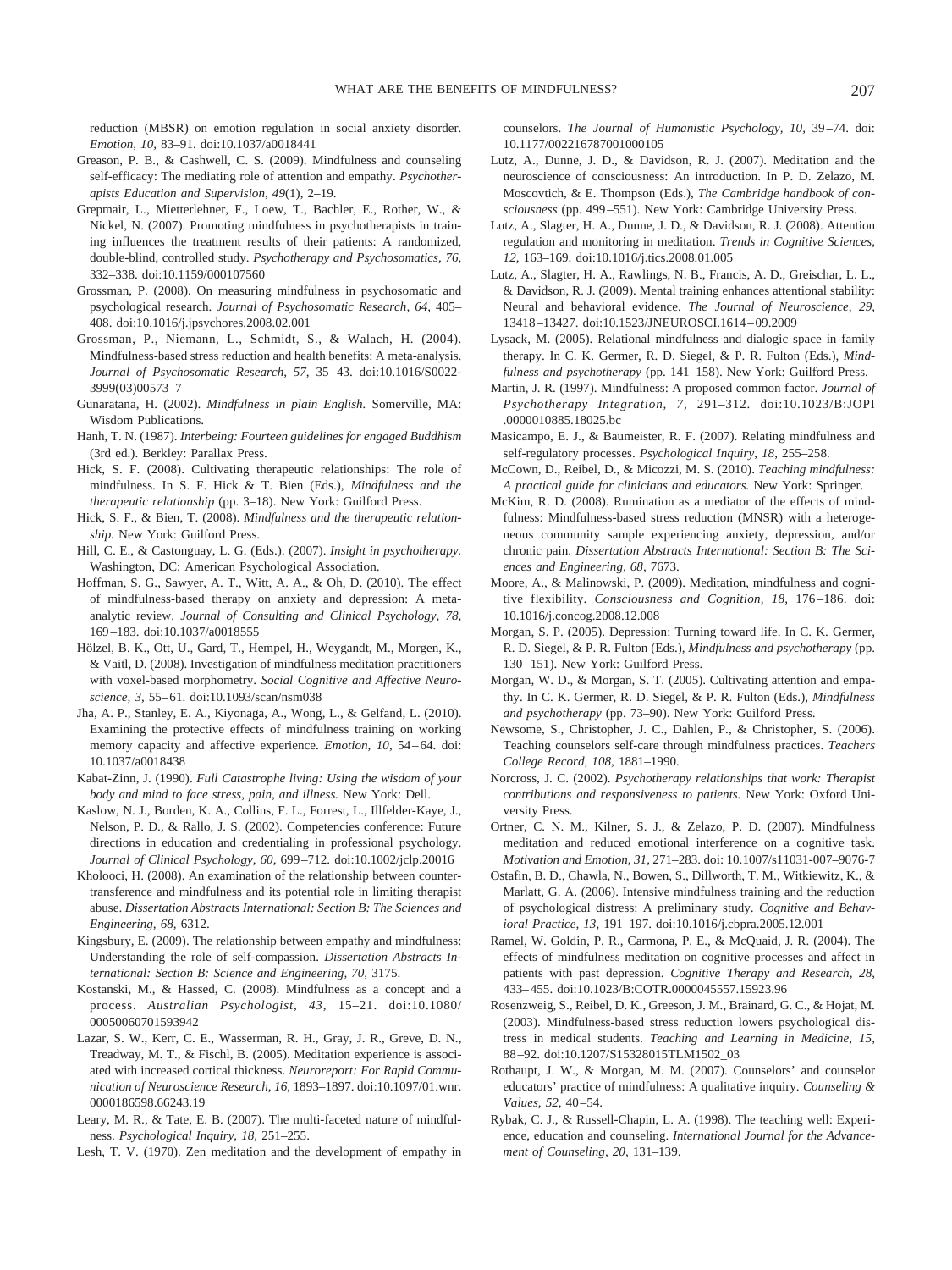reduction (MBSR) on emotion regulation in social anxiety disorder. *Emotion, 10,* 83–91. doi:10.1037/a0018441

Greason, P. B., & Cashwell, C. S. (2009). Mindfulness and counseling self-efficacy: The mediating role of attention and empathy. *Psychotherapists Education and Supervision, 49*(1), 2–19.

Grepmair, L., Mietterlehner, F., Loew, T., Bachler, E., Rother, W., & Nickel, N. (2007). Promoting mindfulness in psychotherapists in training influences the treatment results of their patients: A randomized, double-blind, controlled study. *Psychotherapy and Psychosomatics, 76,* 332–338. doi:10.1159/000107560

Grossman, P. (2008). On measuring mindfulness in psychosomatic and psychological research. *Journal of Psychosomatic Research, 64,* 405–408. doi:10.1016/j.jpsychores.2008.02.001

Grossman, P., Niemann, L., Schmidt, S., & Walach, H. (2004). Mindfulness-based stress reduction and health benefits: A meta-analysis. *Journal of Psychosomatic Research, 57,* 35–43. doi:10.1016/S0022-3999(03)00573–7

Gunaratana, H. (2002). *Mindfulness in plain English.* Somerville, MA: Wisdom Publications.

Hanh, T. N. (1987). *Interbeing: Fourteen guidelines for engaged Buddhism* (3rd ed.). Berkley: Parallax Press.

Hick, S. F. (2008). Cultivating therapeutic relationships: The role of mindfulness. In S. F. Hick & T. Bien (Eds.), *Mindfulness and the therapeutic relationship* (pp. 3–18). New York: Guilford Press.

Hick, S. F., & Bien, T. (2008). *Mindfulness and the therapeutic relationship.* New York: Guilford Press.

Hill, C. E., & Castonguay, L. G. (Eds.). (2007). *Insight in psychotherapy.* Washington, DC: American Psychological Association.

Hoffman, S. G., Sawyer, A. T., Witt, A. A., & Oh, D. (2010). The effect of mindfulness-based therapy on anxiety and depression: A meta-analytic review. *Journal of Consulting and Clinical Psychology, 78,* 169–183. doi:10.1037/a0018555

Hölzel, B. K., Ott, U., Gard, T., Hempel, H., Weygandt, M., Morgen, K., & Vaitl, D. (2008). Investigation of mindfulness meditation practitioners with voxel-based morphometry. *Social Cognitive and Affective Neuroscience, 3,* 55–61. doi:10.1093/scan/nsm038

Jha, A. P., Stanley, E. A., Kiyonaga, A., Wong, L., & Gelfand, L. (2010). Examining the protective effects of mindfulness training on working memory capacity and affective experience. *Emotion, 10,* 54–64. doi:10.1037/a0018438

Kabat-Zinn, J. (1990). *Full Catastrophe living: Using the wisdom of your body and mind to face stress, pain, and illness.* New York: Dell.

Kaslow, N. J., Borden, K. A., Collins, F. L., Forrest, L., Illfelder-Kaye, J., Nelson, P. D., & Rallo, J. S. (2002). Competencies conference: Future directions in education and credentialing in professional psychology. *Journal of Clinical Psychology, 60,* 699–712. doi:10.1002/jclp.20016

Kholooci, H. (2008). An examination of the relationship between countertransference and mindfulness and its potential role in limiting therapist abuse. *Dissertation Abstracts International: Section B: The Sciences and Engineering, 68,* 6312.

Kingsbury, E. (2009). The relationship between empathy and mindfulness: Understanding the role of self-compassion. *Dissertation Abstracts International: Section B: Science and Engineering, 70,* 3175.

Kostanski, M., & Hassed, C. (2008). Mindfulness as a concept and a process. *Australian Psychologist, 43,* 15–21. doi:10.1080/00050060701593942

Lazar, S. W., Kerr, C. E., Wasserman, R. H., Gray, J. R., Greve, D. N., Treadway, M. T., & Fischl, B. (2005). Meditation experience is associated with increased cortical thickness. *Neuroreport: For Rapid Communication of Neuroscience Research, 16,* 1893–1897. doi:10.1097/01.wnr.0000186598.66243.19

Leary, M. R., & Tate, E. B. (2007). The multi-faceted nature of mindfulness. *Psychological Inquiry, 18,* 251–255.

Lesh, T. V. (1970). Zen meditation and the development of empathy in counselors. *The Journal of Humanistic Psychology, 10,* 39–74. doi:10.1177/002216787001000105

Lutz, A., Dunne, J. D., & Davidson, R. J. (2007). Meditation and the neuroscience of consciousness: An introduction. In P. D. Zelazo, M. Moscovtich, & E. Thompson (Eds.), *The Cambridge handbook of consciousness* (pp. 499–551). New York: Cambridge University Press.

Lutz, A., Slagter, H. A., Dunne, J. D., & Davidson, R. J. (2008). Attention regulation and monitoring in meditation. *Trends in Cognitive Sciences, 12,* 163–169. doi:10.1016/j.tics.2008.01.005

Lutz, A., Slagter, H. A., Rawlings, N. B., Francis, A. D., Greischar, L. L., & Davidson, R. J. (2009). Mental training enhances attentional stability: Neural and behavioral evidence. *The Journal of Neuroscience, 29,* 13418–13427. doi:10.1523/JNEUROSCI.1614–09.2009

Lysack, M. (2005). Relational mindfulness and dialogic space in family therapy. In C. K. Germer, R. D. Siegel, & P. R. Fulton (Eds.), *Mindfulness and psychotherapy* (pp. 141–158). New York: Guilford Press.

Martin, J. R. (1997). Mindfulness: A proposed common factor. *Journal of Psychotherapy Integration, 7,* 291–312. doi:10.1023/B:JOPI.0000010885.18025.bc

Masicampo, E. J., & Baumeister, R. F. (2007). Relating mindfulness and self-regulatory processes. *Psychological Inquiry, 18,* 255–258.

McCown, D., Reibel, D., & Micozzi, M. S. (2010). *Teaching mindfulness: A practical guide for clinicians and educators.* New York: Springer.

McKim, R. D. (2008). Rumination as a mediator of the effects of mindfulness: Mindfulness-based stress reduction (MNSR) with a heterogeneous community sample experiencing anxiety, depression, and/or chronic pain. *Dissertation Abstracts International: Section B: The Sciences and Engineering, 68,* 7673.

Moore, A., & Malinowski, P. (2009). Meditation, mindfulness and cognitive flexibility. *Consciousness and Cognition, 18,* 176–186. doi:10.1016/j.concog.2008.12.008

Morgan, S. P. (2005). Depression: Turning toward life. In C. K. Germer, R. D. Siegel, & P. R. Fulton (Eds.), *Mindfulness and psychotherapy* (pp. 130–151). New York: Guilford Press.

Morgan, W. D., & Morgan, S. T. (2005). Cultivating attention and empathy. In C. K. Germer, R. D. Siegel, & P. R. Fulton (Eds.), *Mindfulness and psychotherapy* (pp. 73–90). New York: Guilford Press.

Newsome, S., Christopher, J. C., Dahlen, P., & Christopher, S. (2006). Teaching counselors self-care through mindfulness practices. *Teachers College Record, 108,* 1881–1990.

Norcross, J. C. (2002). *Psychotherapy relationships that work: Therapist contributions and responsiveness to patients.* New York: Oxford University Press.

Ortner, C. N. M., Kilner, S. J., & Zelazo, P. D. (2007). Mindfulness meditation and reduced emotional interference on a cognitive task. *Motivation and Emotion, 31,* 271–283. doi: 10.1007/s11031-007–9076-7

Ostafin, B. D., Chawla, N., Bowen, S., Dillworth, T. M., Witkiewitz, K., & Marlatt, G. A. (2006). Intensive mindfulness training and the reduction of psychological distress: A preliminary study. *Cognitive and Behavioral Practice, 13,* 191–197. doi:10.1016/j.cbpra.2005.12.001

Ramel, W. Goldin, P. R., Carmona, P. E., & McQuaid, J. R. (2004). The effects of mindfulness meditation on cognitive processes and affect in patients with past depression. *Cognitive Therapy and Research, 28,* 433–455. doi:10.1023/B:COTR.0000045557.15923.96

Rosenzweig, S., Reibel, D. K., Greeson, J. M., Brainard, G. C., & Hojat, M. (2003). Mindfulness-based stress reduction lowers psychological distress in medical students. *Teaching and Learning in Medicine, 15,* 88–92. doi:10.1207/S15328015TLM1502_03

Rothaupt, J. W., & Morgan, M. M. (2007). Counselors' and counselor educators' practice of mindfulness: A qualitative inquiry. *Counseling & Values, 52,* 40–54.

Rybak, C. J., & Russell-Chapin, L. A. (1998). The teaching well: Experience, education and counseling. *International Journal for the Advancement of Counseling, 20,* 131–139.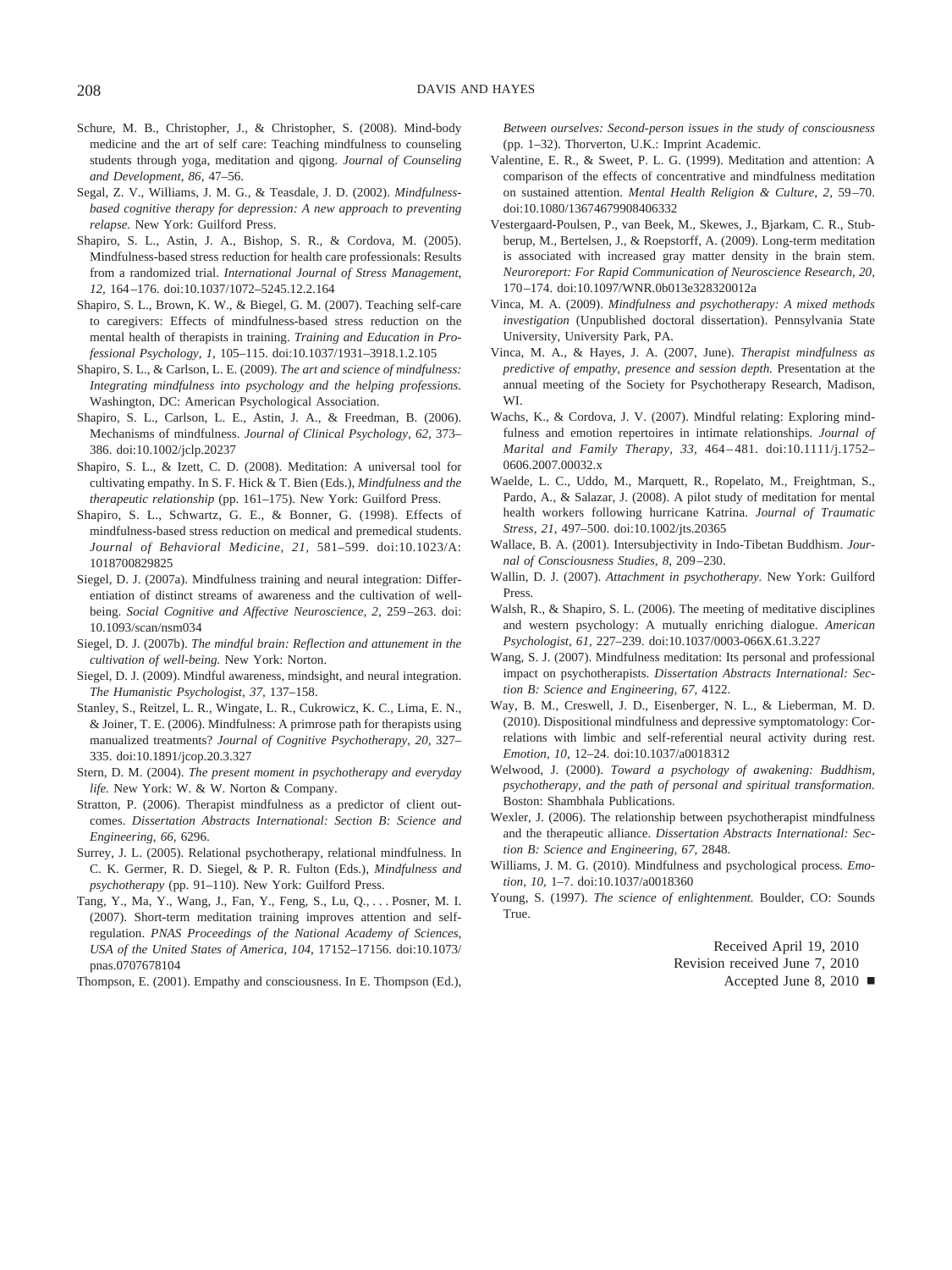Schure, M. B., Christopher, J., & Christopher, S. (2008). Mind-body medicine and the art of self care: Teaching mindfulness to counseling students through yoga, meditation and qigong. *Journal of Counseling and Development, 86,* 47–56.

Segal, Z. V., Williams, J. M. G., & Teasdale, J. D. (2002). *Mindfulness-based cognitive therapy for depression: A new approach to preventing relapse.* New York: Guilford Press.

Shapiro, S. L., Astin, J. A., Bishop, S. R., & Cordova, M. (2005). Mindfulness-based stress reduction for health care professionals: Results from a randomized trial. *International Journal of Stress Management, 12,* 164–176. doi:10.1037/1072–5245.12.2.164

Shapiro, S. L., Brown, K. W., & Biegel, G. M. (2007). Teaching self-care to caregivers: Effects of mindfulness-based stress reduction on the mental health of therapists in training. *Training and Education in Professional Psychology, 1,* 105–115. doi:10.1037/1931–3918.1.2.105

Shapiro, S. L., & Carlson, L. E. (2009). *The art and science of mindfulness: Integrating mindfulness into psychology and the helping professions.* Washington, DC: American Psychological Association.

Shapiro, S. L., Carlson, L. E., Astin, J. A., & Freedman, B. (2006). Mechanisms of mindfulness. *Journal of Clinical Psychology, 62,* 373–386. doi:10.1002/jclp.20237

Shapiro, S. L., & Izett, C. D. (2008). Meditation: A universal tool for cultivating empathy. In S. F. Hick & T. Bien (Eds.), *Mindfulness and the therapeutic relationship* (pp. 161–175). New York: Guilford Press.

Shapiro, S. L., Schwartz, G. E., & Bonner, G. (1998). Effects of mindfulness-based stress reduction on medical and premedical students. *Journal of Behavioral Medicine, 21,* 581–599. doi:10.1023/A:1018700829825

Siegel, D. J. (2007a). Mindfulness training and neural integration: Differentiation of distinct streams of awareness and the cultivation of well-being. *Social Cognitive and Affective Neuroscience, 2,* 259–263. doi:10.1093/scan/nsm034

Siegel, D. J. (2007b). *The mindful brain: Reflection and attunement in the cultivation of well-being.* New York: Norton.

Siegel, D. J. (2009). Mindful awareness, mindsight, and neural integration. *The Humanistic Psychologist, 37,* 137–158.

Stanley, S., Reitzel, L. R., Wingate, L. R., Cukrowicz, K. C., Lima, E. N., & Joiner, T. E. (2006). Mindfulness: A primrose path for therapists using manualized treatments? *Journal of Cognitive Psychotherapy, 20,* 327–335. doi:10.1891/jcop.20.3.327

Stern, D. M. (2004). *The present moment in psychotherapy and everyday life.* New York: W. & W. Norton & Company.

Stratton, P. (2006). Therapist mindfulness as a predictor of client outcomes. *Dissertation Abstracts International: Section B: Science and Engineering, 66,* 6296.

Surrey, J. L. (2005). Relational psychotherapy, relational mindfulness. In C. K. Germer, R. D. Siegel, & P. R. Fulton (Eds.), *Mindfulness and psychotherapy* (pp. 91–110). New York: Guilford Press.

Tang, Y., Ma, Y., Wang, J., Fan, Y., Feng, S., Lu, Q., . . . Posner, M. I. (2007). Short-term meditation training improves attention and self-regulation. *PNAS Proceedings of the National Academy of Sciences, USA of the United States of America, 104,* 17152–17156. doi:10.1073/pnas.0707678104

Thompson, E. (2001). Empathy and consciousness. In E. Thompson (Ed.), *Between ourselves: Second-person issues in the study of consciousness* (pp. 1–32). Thorverton, U.K.: Imprint Academic.

Valentine, E. R., & Sweet, P. L. G. (1999). Meditation and attention: A comparison of the effects of concentrative and mindfulness meditation on sustained attention. *Mental Health Religion & Culture, 2,* 59–70. doi:10.1080/13674679908406332

Vestergaard-Poulsen, P., van Beek, M., Skewes, J., Bjarkam, C. R., Stubberup, M., Bertelsen, J., & Roepstorff, A. (2009). Long-term meditation is associated with increased gray matter density in the brain stem. *Neuroreport: For Rapid Communication of Neuroscience Research, 20,* 170–174. doi:10.1097/WNR.0b013e328320012a

Vinca, M. A. (2009). *Mindfulness and psychotherapy: A mixed methods investigation* (Unpublished doctoral dissertation). Pennsylvania State University, University Park, PA.

Vinca, M. A., & Hayes, J. A. (2007, June). *Therapist mindfulness as predictive of empathy, presence and session depth.* Presentation at the annual meeting of the Society for Psychotherapy Research, Madison, WI.

Wachs, K., & Cordova, J. V. (2007). Mindful relating: Exploring mindfulness and emotion repertoires in intimate relationships. *Journal of Marital and Family Therapy, 33,* 464–481. doi:10.1111/j.1752–0606.2007.00032.x

Waelde, L. C., Uddo, M., Marquett, R., Ropelato, M., Freightman, S., Pardo, A., & Salazar, J. (2008). A pilot study of meditation for mental health workers following hurricane Katrina. *Journal of Traumatic Stress, 21,* 497–500. doi:10.1002/jts.20365

Wallace, B. A. (2001). Intersubjectivity in Indo-Tibetan Buddhism. *Journal of Consciousness Studies, 8,* 209–230.

Wallin, D. J. (2007). *Attachment in psychotherapy.* New York: Guilford Press.

Walsh, R., & Shapiro, S. L. (2006). The meeting of meditative disciplines and western psychology: A mutually enriching dialogue. *American Psychologist, 61,* 227–239. doi:10.1037/0003-066X.61.3.227

Wang, S. J. (2007). Mindfulness meditation: Its personal and professional impact on psychotherapists. *Dissertation Abstracts International: Section B: Science and Engineering, 67,* 4122.

Way, B. M., Creswell, J. D., Eisenberger, N. L., & Lieberman, M. D. (2010). Dispositional mindfulness and depressive symptomatology: Correlations with limbic and self-referential neural activity during rest. *Emotion, 10,* 12–24. doi:10.1037/a0018312

Welwood, J. (2000). *Toward a psychology of awakening: Buddhism, psychotherapy, and the path of personal and spiritual transformation.* Boston: Shambhala Publications.

Wexler, J. (2006). The relationship between psychotherapist mindfulness and the therapeutic alliance. *Dissertation Abstracts International: Section B: Science and Engineering, 67,* 2848.

Williams, J. M. G. (2010). Mindfulness and psychological process. *Emotion, 10,* 1–7. doi:10.1037/a0018360

Young, S. (1997). *The science of enlightenment.* Boulder, CO: Sounds True.

Received April 19, 2010
Revision received June 7, 2010
Accepted June 8, 2010 ■